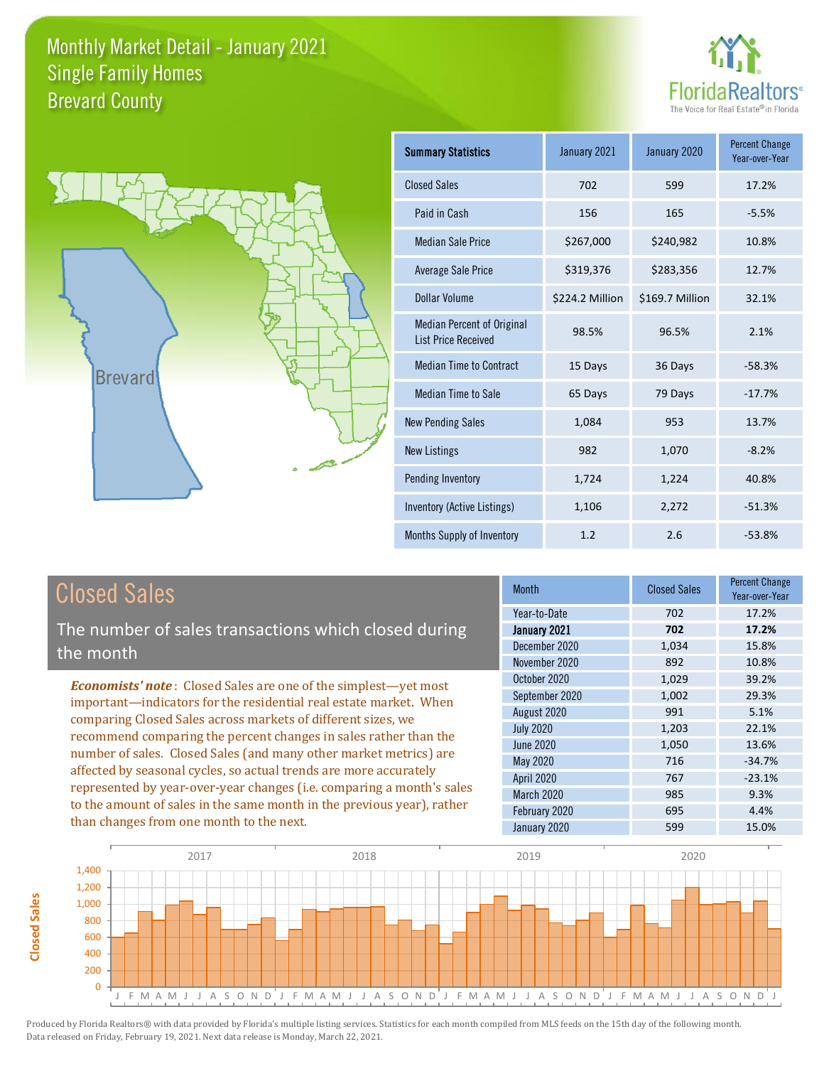# Monthly Market Detail - January 2021
## Single Family Homes
## Brevard County

| Summary Statistics | January 2021 | January 2020 | Percent Change Year-over-Year |
|---|---|---|---|
| Closed Sales | 702 | 599 | 17.2% |
| Paid in Cash | 156 | 165 | -5.5% |
| Median Sale Price | $267,000 | $240,982 | 10.8% |
| Average Sale Price | $319,376 | $283,356 | 12.7% |
| Dollar Volume | $224.2 Million | $169.7 Million | 32.1% |
| Median Percent of Original List Price Received | 98.5% | 96.5% | 2.1% |
| Median Time to Contract | 15 Days | 36 Days | -58.3% |
| Median Time to Sale | 65 Days | 79 Days | -17.7% |
| New Pending Sales | 1,084 | 953 | 13.7% |
| New Listings | 982 | 1,070 | -8.2% |
| Pending Inventory | 1,724 | 1,224 | 40.8% |
| Inventory (Active Listings) | 1,106 | 2,272 | -51.3% |
| Months Supply of Inventory | 1.2 | 2.6 | -53.8% |

## Closed Sales

The number of sales transactions which closed during the month

*Economists' note*: Closed Sales are one of the simplest—yet most important—indicators for the residential real estate market. When comparing Closed Sales across markets of different sizes, we recommend comparing the percent changes in sales rather than the number of sales. Closed Sales (and many other market metrics) are affected by seasonal cycles, so actual trends are more accurately represented by year-over-year changes (i.e. comparing a month's sales to the amount of sales in the same month in the previous year), rather than changes from one month to the next.

| Month | Closed Sales | Percent Change Year-over-Year |
|---|---|---|
| Year-to-Date | 702 | 17.2% |
| **January 2021** | **702** | **17.2%** |
| December 2020 | 1,034 | 15.8% |
| November 2020 | 892 | 10.8% |
| October 2020 | 1,029 | 39.2% |
| September 2020 | 1,002 | 29.3% |
| August 2020 | 991 | 5.1% |
| July 2020 | 1,203 | 22.1% |
| June 2020 | 1,050 | 13.6% |
| May 2020 | 716 | -34.7% |
| April 2020 | 767 | -23.1% |
| March 2020 | 985 | 9.3% |
| February 2020 | 695 | 4.4% |
| January 2020 | 599 | 15.0% |

Produced by Florida Realtors® with data provided by Florida's multiple listing services. Statistics for each month compiled from MLS feeds on the 15th day of the following month. Data released on Friday, February 19, 2021. Next data release is Monday, March 22, 2021.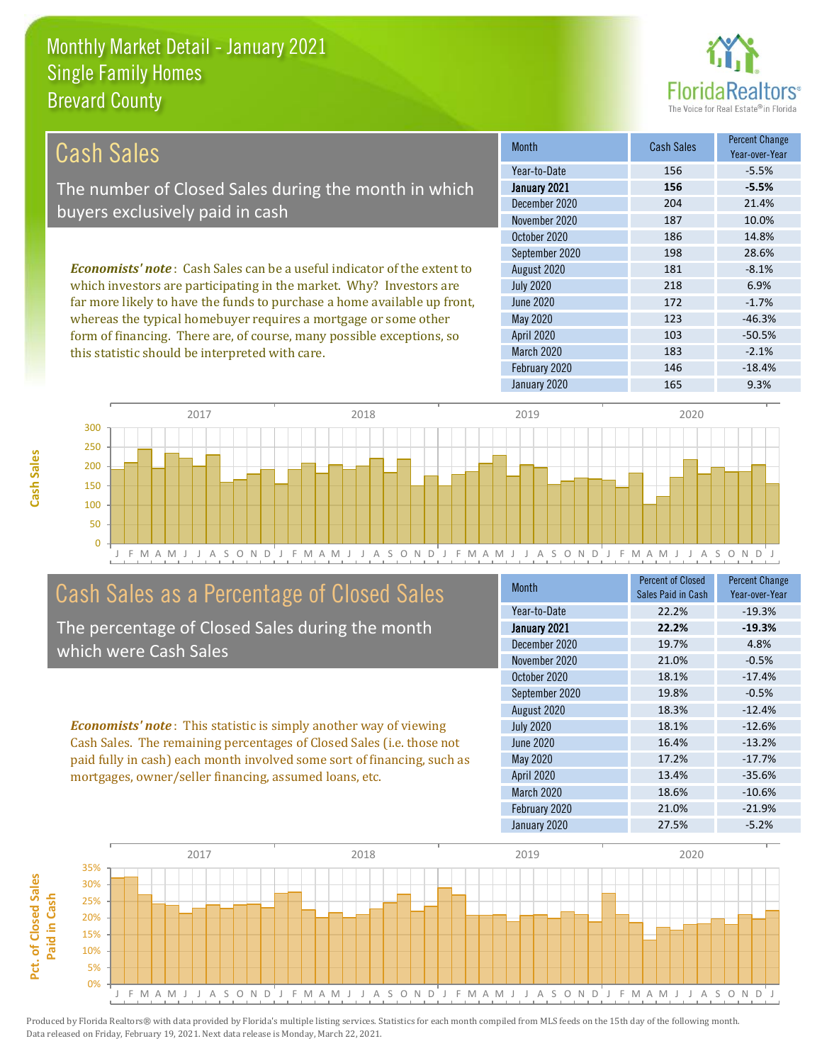# Monthly Market Detail - January 2021
## Single Family Homes
## Brevard County

## Cash Sales

The number of Closed Sales during the month in which buyers exclusively paid in cash

*Economists' note*: Cash Sales can be a useful indicator of the extent to which investors are participating in the market. Why? Investors are far more likely to have the funds to purchase a home available up front, whereas the typical homebuyer requires a mortgage or some other form of financing. There are, of course, many possible exceptions, so this statistic should be interpreted with care.

| Month | Cash Sales | Percent Change Year-over-Year |
|---|---|---|
| Year-to-Date | 156 | -5.5% |
| **January 2021** | **156** | **-5.5%** |
| December 2020 | 204 | 21.4% |
| November 2020 | 187 | 10.0% |
| October 2020 | 186 | 14.8% |
| September 2020 | 198 | 28.6% |
| August 2020 | 181 | -8.1% |
| July 2020 | 218 | 6.9% |
| June 2020 | 172 | -1.7% |
| May 2020 | 123 | -46.3% |
| April 2020 | 103 | -50.5% |
| March 2020 | 183 | -2.1% |
| February 2020 | 146 | -18.4% |
| January 2020 | 165 | 9.3% |

## Cash Sales as a Percentage of Closed Sales

The percentage of Closed Sales during the month which were Cash Sales

*Economists' note*: This statistic is simply another way of viewing Cash Sales. The remaining percentages of Closed Sales (i.e. those not paid fully in cash) each month involved some sort of financing, such as mortgages, owner/seller financing, assumed loans, etc.

| Month | Percent of Closed Sales Paid in Cash | Percent Change Year-over-Year |
|---|---|---|
| Year-to-Date | 22.2% | -19.3% |
| **January 2021** | **22.2%** | **-19.3%** |
| December 2020 | 19.7% | 4.8% |
| November 2020 | 21.0% | -0.5% |
| October 2020 | 18.1% | -17.4% |
| September 2020 | 19.8% | -0.5% |
| August 2020 | 18.3% | -12.4% |
| July 2020 | 18.1% | -12.6% |
| June 2020 | 16.4% | -13.2% |
| May 2020 | 17.2% | -17.7% |
| April 2020 | 13.4% | -35.6% |
| March 2020 | 18.6% | -10.6% |
| February 2020 | 21.0% | -21.9% |
| January 2020 | 27.5% | -5.2% |

Produced by Florida Realtors® with data provided by Florida's multiple listing services. Statistics for each month compiled from MLS feeds on the 15th day of the following month. Data released on Friday, February 19, 2021. Next data release is Monday, March 22, 2021.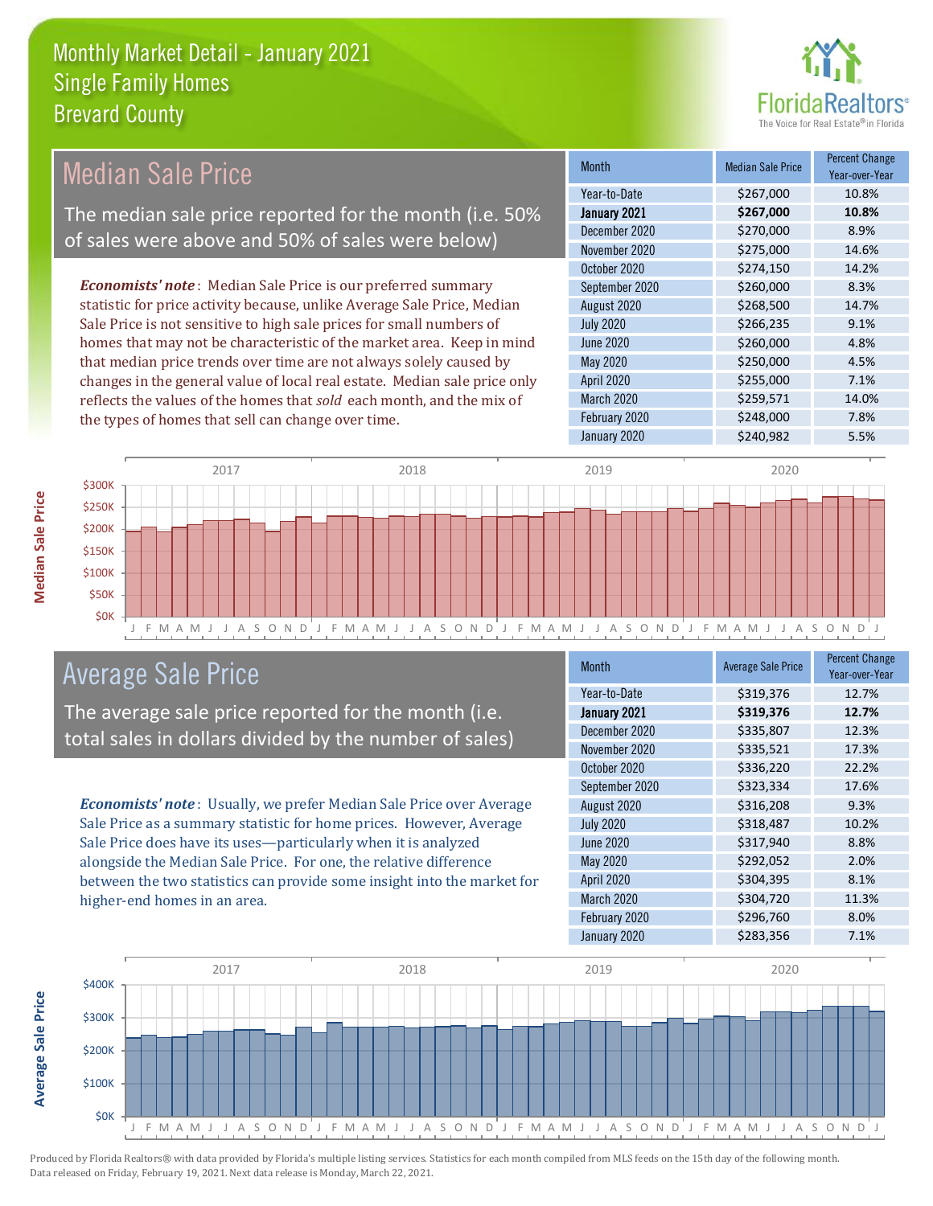# Monthly Market Detail - January 2021
## Single Family Homes
## Brevard County

## Median Sale Price

The median sale price reported for the month (i.e. 50% of sales were above and 50% of sales were below)

***Economists' note***: Median Sale Price is our preferred summary statistic for price activity because, unlike Average Sale Price, Median Sale Price is not sensitive to high sale prices for small numbers of homes that may not be characteristic of the market area. Keep in mind that median price trends over time are not always solely caused by changes in the general value of local real estate. Median sale price only reflects the values of the homes that *sold* each month, and the mix of the types of homes that sell can change over time.

| Month | Median Sale Price | Percent Change Year-over-Year |
|---|---|---|
| Year-to-Date | $267,000 | 10.8% |
| **January 2021** | **$267,000** | **10.8%** |
| December 2020 | $270,000 | 8.9% |
| November 2020 | $275,000 | 14.6% |
| October 2020 | $274,150 | 14.2% |
| September 2020 | $260,000 | 8.3% |
| August 2020 | $268,500 | 14.7% |
| July 2020 | $266,235 | 9.1% |
| June 2020 | $260,000 | 4.8% |
| May 2020 | $250,000 | 4.5% |
| April 2020 | $255,000 | 7.1% |
| March 2020 | $259,571 | 14.0% |
| February 2020 | $248,000 | 7.8% |
| January 2020 | $240,982 | 5.5% |

## Average Sale Price

The average sale price reported for the month (i.e. total sales in dollars divided by the number of sales)

***Economists' note***: Usually, we prefer Median Sale Price over Average Sale Price as a summary statistic for home prices. However, Average Sale Price does have its uses—particularly when it is analyzed alongside the Median Sale Price. For one, the relative difference between the two statistics can provide some insight into the market for higher-end homes in an area.

| Month | Average Sale Price | Percent Change Year-over-Year |
|---|---|---|
| Year-to-Date | $319,376 | 12.7% |
| **January 2021** | **$319,376** | **12.7%** |
| December 2020 | $335,807 | 12.3% |
| November 2020 | $335,521 | 17.3% |
| October 2020 | $336,220 | 22.2% |
| September 2020 | $323,334 | 17.6% |
| August 2020 | $316,208 | 9.3% |
| July 2020 | $318,487 | 10.2% |
| June 2020 | $317,940 | 8.8% |
| May 2020 | $292,052 | 2.0% |
| April 2020 | $304,395 | 8.1% |
| March 2020 | $304,720 | 11.3% |
| February 2020 | $296,760 | 8.0% |
| January 2020 | $283,356 | 7.1% |

Produced by Florida Realtors® with data provided by Florida's multiple listing services. Statistics for each month compiled from MLS feeds on the 15th day of the following month. Data released on Friday, February 19, 2021. Next data release is Monday, March 22, 2021.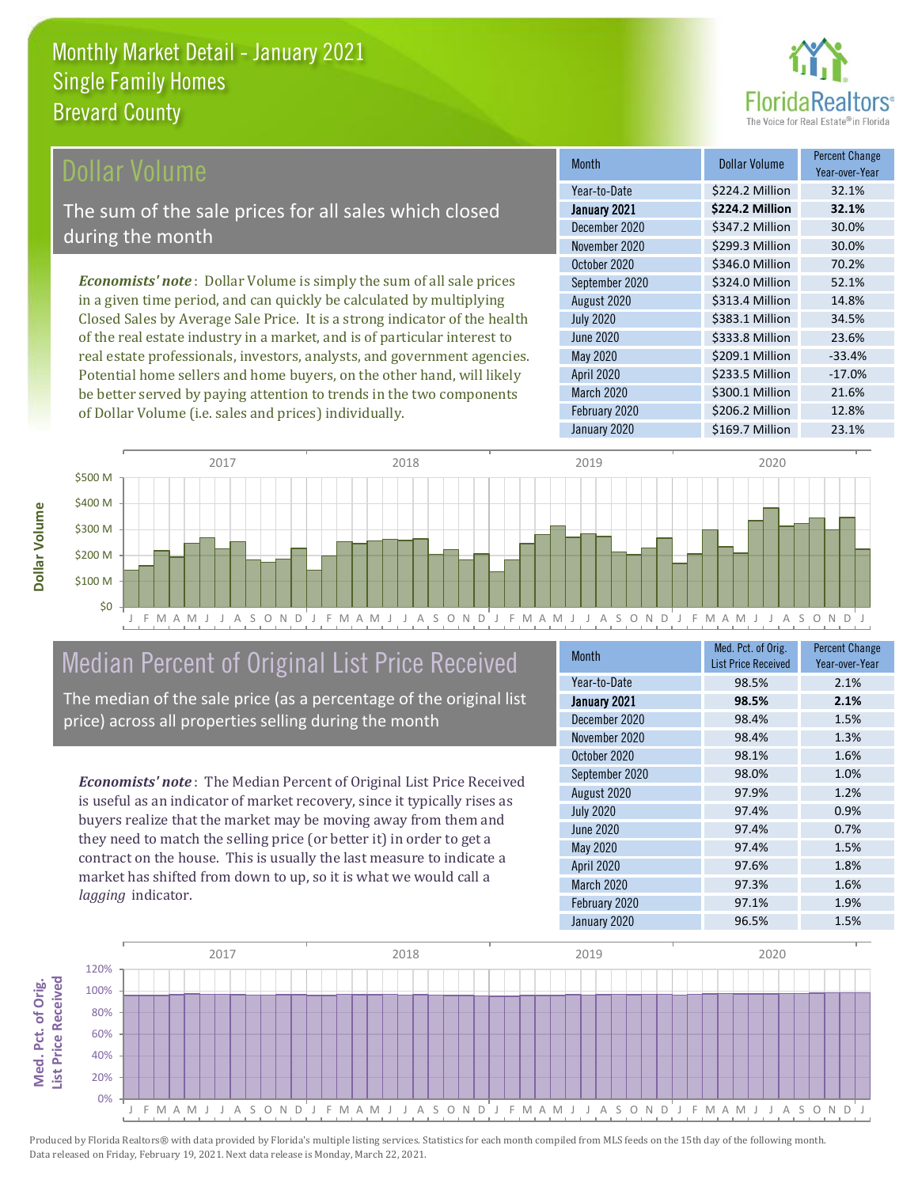# Monthly Market Detail - January 2021
## Single Family Homes
## Brevard County

## Dollar Volume

The sum of the sale prices for all sales which closed during the month

*Economists' note*: Dollar Volume is simply the sum of all sale prices in a given time period, and can quickly be calculated by multiplying Closed Sales by Average Sale Price. It is a strong indicator of the health of the real estate industry in a market, and is of particular interest to real estate professionals, investors, analysts, and government agencies. Potential home sellers and home buyers, on the other hand, will likely be better served by paying attention to trends in the two components of Dollar Volume (i.e. sales and prices) individually.

| Month | Dollar Volume | Percent Change Year-over-Year |
|---|---|---|
| Year-to-Date | $224.2 Million | 32.1% |
| **January 2021** | **$224.2 Million** | **32.1%** |
| December 2020 | $347.2 Million | 30.0% |
| November 2020 | $299.3 Million | 30.0% |
| October 2020 | $346.0 Million | 70.2% |
| September 2020 | $324.0 Million | 52.1% |
| August 2020 | $313.4 Million | 14.8% |
| July 2020 | $383.1 Million | 34.5% |
| June 2020 | $333.8 Million | 23.6% |
| May 2020 | $209.1 Million | -33.4% |
| April 2020 | $233.5 Million | -17.0% |
| March 2020 | $300.1 Million | 21.6% |
| February 2020 | $206.2 Million | 12.8% |
| January 2020 | $169.7 Million | 23.1% |

## Median Percent of Original List Price Received

The median of the sale price (as a percentage of the original list price) across all properties selling during the month

*Economists' note*: The Median Percent of Original List Price Received is useful as an indicator of market recovery, since it typically rises as buyers realize that the market may be moving away from them and they need to match the selling price (or better it) in order to get a contract on the house. This is usually the last measure to indicate a market has shifted from down to up, so it is what we would call a *lagging* indicator.

| Month | Med. Pct. of Orig. List Price Received | Percent Change Year-over-Year |
|---|---|---|
| Year-to-Date | 98.5% | 2.1% |
| **January 2021** | **98.5%** | **2.1%** |
| December 2020 | 98.4% | 1.5% |
| November 2020 | 98.4% | 1.3% |
| October 2020 | 98.1% | 1.6% |
| September 2020 | 98.0% | 1.0% |
| August 2020 | 97.9% | 1.2% |
| July 2020 | 97.4% | 0.9% |
| June 2020 | 97.4% | 0.7% |
| May 2020 | 97.4% | 1.5% |
| April 2020 | 97.6% | 1.8% |
| March 2020 | 97.3% | 1.6% |
| February 2020 | 97.1% | 1.9% |
| January 2020 | 96.5% | 1.5% |

Produced by Florida Realtors® with data provided by Florida's multiple listing services. Statistics for each month compiled from MLS feeds on the 15th day of the following month. Data released on Friday, February 19, 2021. Next data release is Monday, March 22, 2021.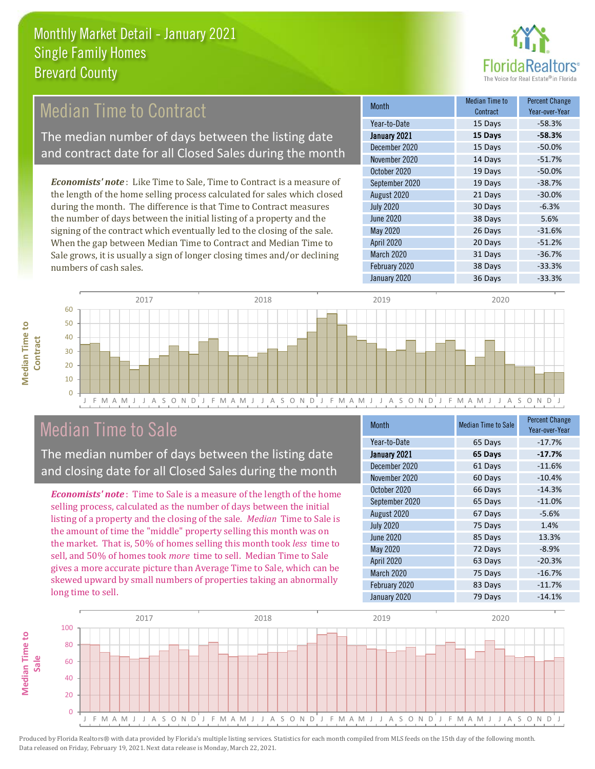# Monthly Market Detail - January 2021
## Single Family Homes
## Brevard County

## Median Time to Contract

The median number of days between the listing date and contract date for all Closed Sales during the month

*Economists' note*: Like Time to Sale, Time to Contract is a measure of the length of the home selling process calculated for sales which closed during the month. The difference is that Time to Contract measures the number of days between the initial listing of a property and the signing of the contract which eventually led to the closing of the sale. When the gap between Median Time to Contract and Median Time to Sale grows, it is usually a sign of longer closing times and/or declining numbers of cash sales.

| Month | Median Time to Contract | Percent Change Year-over-Year |
|---|---|---|
| Year-to-Date | 15 Days | -58.3% |
| **January 2021** | **15 Days** | **-58.3%** |
| December 2020 | 15 Days | -50.0% |
| November 2020 | 14 Days | -51.7% |
| October 2020 | 19 Days | -50.0% |
| September 2020 | 19 Days | -38.7% |
| August 2020 | 21 Days | -30.0% |
| July 2020 | 30 Days | -6.3% |
| June 2020 | 38 Days | 5.6% |
| May 2020 | 26 Days | -31.6% |
| April 2020 | 20 Days | -51.2% |
| March 2020 | 31 Days | -36.7% |
| February 2020 | 38 Days | -33.3% |
| January 2020 | 36 Days | -33.3% |

## Median Time to Sale

The median number of days between the listing date and closing date for all Closed Sales during the month

*Economists' note*: Time to Sale is a measure of the length of the home selling process, calculated as the number of days between the initial listing of a property and the closing of the sale. *Median* Time to Sale is the amount of time the "middle" property selling this month was on the market. That is, 50% of homes selling this month took *less* time to sell, and 50% of homes took *more* time to sell. Median Time to Sale gives a more accurate picture than Average Time to Sale, which can be skewed upward by small numbers of properties taking an abnormally long time to sell.

| Month | Median Time to Sale | Percent Change Year-over-Year |
|---|---|---|
| Year-to-Date | 65 Days | -17.7% |
| **January 2021** | **65 Days** | **-17.7%** |
| December 2020 | 61 Days | -11.6% |
| November 2020 | 60 Days | -10.4% |
| October 2020 | 66 Days | -14.3% |
| September 2020 | 65 Days | -11.0% |
| August 2020 | 67 Days | -5.6% |
| July 2020 | 75 Days | 1.4% |
| June 2020 | 85 Days | 13.3% |
| May 2020 | 72 Days | -8.9% |
| April 2020 | 63 Days | -20.3% |
| March 2020 | 75 Days | -16.7% |
| February 2020 | 83 Days | -11.7% |
| January 2020 | 79 Days | -14.1% |

Produced by Florida Realtors® with data provided by Florida's multiple listing services. Statistics for each month compiled from MLS feeds on the 15th day of the following month. Data released on Friday, February 19, 2021. Next data release is Monday, March 22, 2021.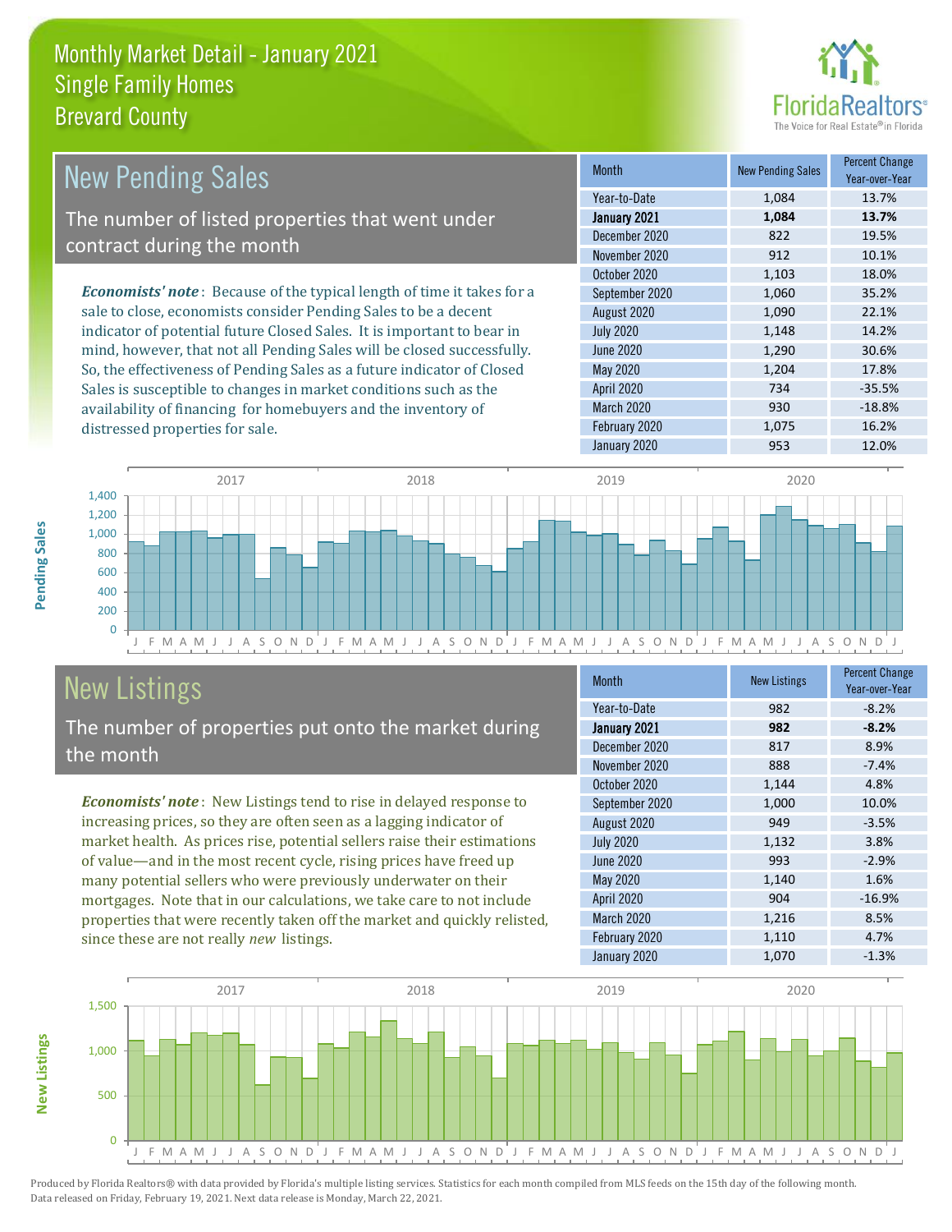# Monthly Market Detail - January 2021
## Single Family Homes
## Brevard County

## New Pending Sales

The number of listed properties that went under contract during the month

*Economists' note*: Because of the typical length of time it takes for a sale to close, economists consider Pending Sales to be a decent indicator of potential future Closed Sales. It is important to bear in mind, however, that not all Pending Sales will be closed successfully. So, the effectiveness of Pending Sales as a future indicator of Closed Sales is susceptible to changes in market conditions such as the availability of financing for homebuyers and the inventory of distressed properties for sale.

| Month | New Pending Sales | Percent Change Year-over-Year |
|---|---|---|
| Year-to-Date | 1,084 | 13.7% |
| **January 2021** | **1,084** | **13.7%** |
| December 2020 | 822 | 19.5% |
| November 2020 | 912 | 10.1% |
| October 2020 | 1,103 | 18.0% |
| September 2020 | 1,060 | 35.2% |
| August 2020 | 1,090 | 22.1% |
| July 2020 | 1,148 | 14.2% |
| June 2020 | 1,290 | 30.6% |
| May 2020 | 1,204 | 17.8% |
| April 2020 | 734 | -35.5% |
| March 2020 | 930 | -18.8% |
| February 2020 | 1,075 | 16.2% |
| January 2020 | 953 | 12.0% |

## New Listings

The number of properties put onto the market during the month

*Economists' note*: New Listings tend to rise in delayed response to increasing prices, so they are often seen as a lagging indicator of market health. As prices rise, potential sellers raise their estimations of value—and in the most recent cycle, rising prices have freed up many potential sellers who were previously underwater on their mortgages. Note that in our calculations, we take care to not include properties that were recently taken off the market and quickly relisted, since these are not really *new* listings.

| Month | New Listings | Percent Change Year-over-Year |
|---|---|---|
| Year-to-Date | 982 | -8.2% |
| **January 2021** | **982** | **-8.2%** |
| December 2020 | 817 | 8.9% |
| November 2020 | 888 | -7.4% |
| October 2020 | 1,144 | 4.8% |
| September 2020 | 1,000 | 10.0% |
| August 2020 | 949 | -3.5% |
| July 2020 | 1,132 | 3.8% |
| June 2020 | 993 | -2.9% |
| May 2020 | 1,140 | 1.6% |
| April 2020 | 904 | -16.9% |
| March 2020 | 1,216 | 8.5% |
| February 2020 | 1,110 | 4.7% |
| January 2020 | 1,070 | -1.3% |

Produced by Florida Realtors® with data provided by Florida's multiple listing services. Statistics for each month compiled from MLS feeds on the 15th day of the following month. Data released on Friday, February 19, 2021. Next data release is Monday, March 22, 2021.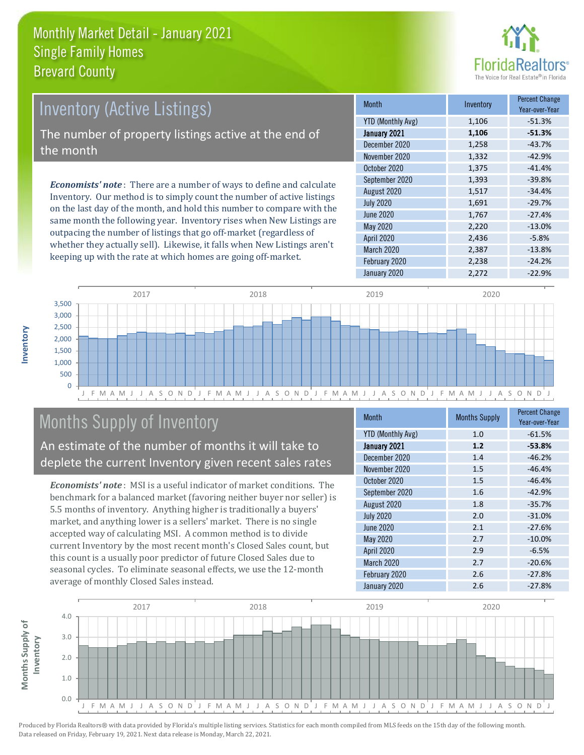# Monthly Market Detail - January 2021
## Single Family Homes
## Brevard County

## Inventory (Active Listings)

The number of property listings active at the end of the month

***Economists' note***: There are a number of ways to define and calculate Inventory. Our method is to simply count the number of active listings on the last day of the month, and hold this number to compare with the same month the following year. Inventory rises when New Listings are outpacing the number of listings that go off-market (regardless of whether they actually sell). Likewise, it falls when New Listings aren't keeping up with the rate at which homes are going off-market.

| Month | Inventory | Percent Change Year-over-Year |
|---|---|---|
| YTD (Monthly Avg) | 1,106 | -51.3% |
| **January 2021** | **1,106** | **-51.3%** |
| December 2020 | 1,258 | -43.7% |
| November 2020 | 1,332 | -42.9% |
| October 2020 | 1,375 | -41.4% |
| September 2020 | 1,393 | -39.8% |
| August 2020 | 1,517 | -34.4% |
| July 2020 | 1,691 | -29.7% |
| June 2020 | 1,767 | -27.4% |
| May 2020 | 2,220 | -13.0% |
| April 2020 | 2,436 | -5.8% |
| March 2020 | 2,387 | -13.8% |
| February 2020 | 2,238 | -24.2% |
| January 2020 | 2,272 | -22.9% |

## Months Supply of Inventory

An estimate of the number of months it will take to deplete the current Inventory given recent sales rates

***Economists' note***: MSI is a useful indicator of market conditions. The benchmark for a balanced market (favoring neither buyer nor seller) is 5.5 months of inventory. Anything higher is traditionally a buyers' market, and anything lower is a sellers' market. There is no single accepted way of calculating MSI. A common method is to divide current Inventory by the most recent month's Closed Sales count, but this count is a usually poor predictor of future Closed Sales due to seasonal cycles. To eliminate seasonal effects, we use the 12-month average of monthly Closed Sales instead.

| Month | Months Supply | Percent Change Year-over-Year |
|---|---|---|
| YTD (Monthly Avg) | 1.0 | -61.5% |
| **January 2021** | **1.2** | **-53.8%** |
| December 2020 | 1.4 | -46.2% |
| November 2020 | 1.5 | -46.4% |
| October 2020 | 1.5 | -46.4% |
| September 2020 | 1.6 | -42.9% |
| August 2020 | 1.8 | -35.7% |
| July 2020 | 2.0 | -31.0% |
| June 2020 | 2.1 | -27.6% |
| May 2020 | 2.7 | -10.0% |
| April 2020 | 2.9 | -6.5% |
| March 2020 | 2.7 | -20.6% |
| February 2020 | 2.6 | -27.8% |
| January 2020 | 2.6 | -27.8% |

Produced by Florida Realtors® with data provided by Florida's multiple listing services. Statistics for each month compiled from MLS feeds on the 15th day of the following month. Data released on Friday, February 19, 2021. Next data release is Monday, March 22, 2021.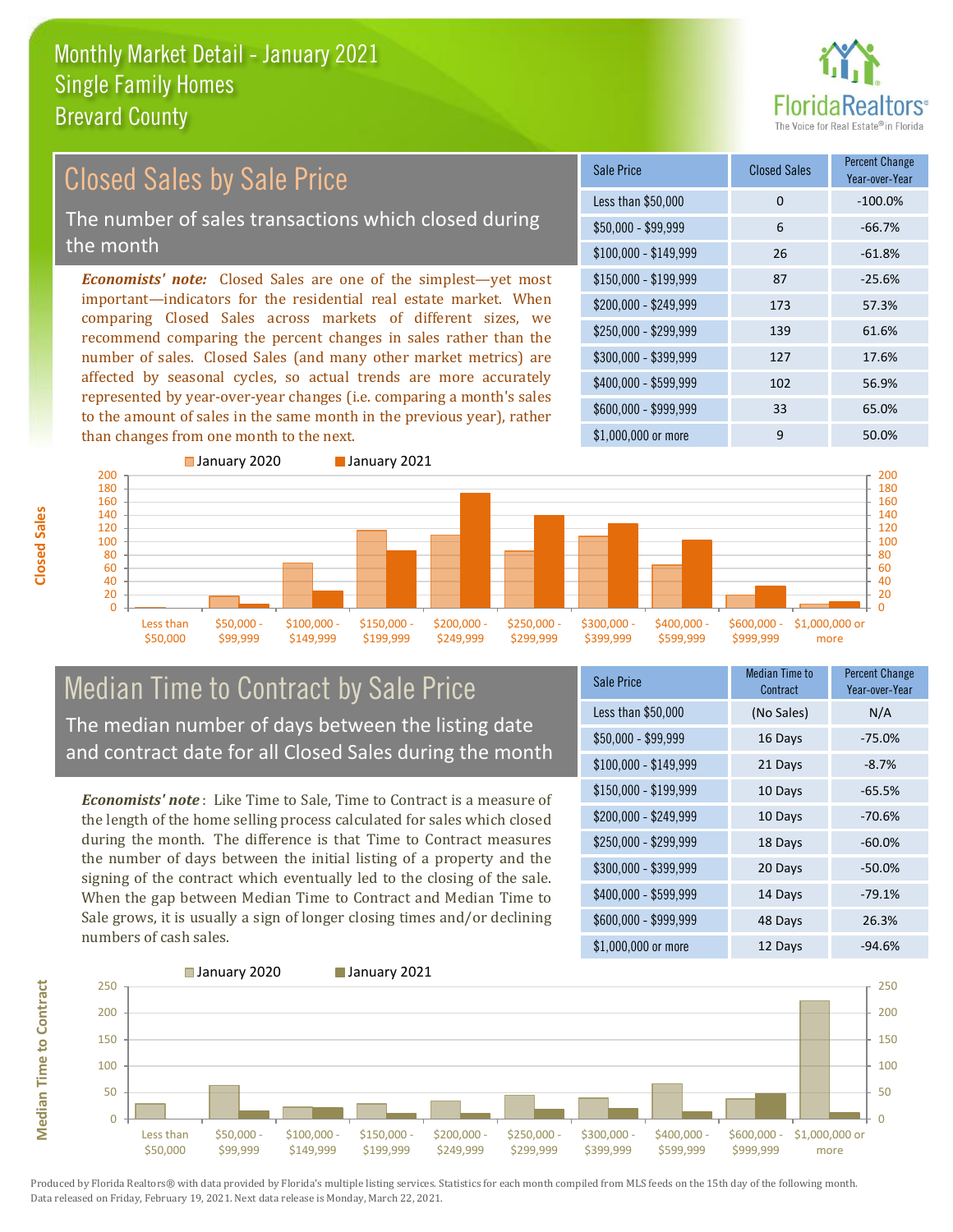# Monthly Market Detail - January 2021
## Single Family Homes
## Brevard County

## Closed Sales by Sale Price

The number of sales transactions which closed during the month

*Economists' note:* Closed Sales are one of the simplest—yet most important—indicators for the residential real estate market. When comparing Closed Sales across markets of different sizes, we recommend comparing the percent changes in sales rather than the number of sales. Closed Sales (and many other market metrics) are affected by seasonal cycles, so actual trends are more accurately represented by year-over-year changes (i.e. comparing a month's sales to the amount of sales in the same month in the previous year), rather than changes from one month to the next.

| Sale Price | Closed Sales | Percent Change Year-over-Year |
|---|---|---|
| Less than $50,000 | 0 | -100.0% |
| $50,000 - $99,999 | 6 | -66.7% |
| $100,000 - $149,999 | 26 | -61.8% |
| $150,000 - $199,999 | 87 | -25.6% |
| $200,000 - $249,999 | 173 | 57.3% |
| $250,000 - $299,999 | 139 | 61.6% |
| $300,000 - $399,999 | 127 | 17.6% |
| $400,000 - $599,999 | 102 | 56.9% |
| $600,000 - $999,999 | 33 | 65.0% |
| $1,000,000 or more | 9 | 50.0% |

## Median Time to Contract by Sale Price

The median number of days between the listing date and contract date for all Closed Sales during the month

*Economists' note*: Like Time to Sale, Time to Contract is a measure of the length of the home selling process calculated for sales which closed during the month. The difference is that Time to Contract measures the number of days between the initial listing of a property and the signing of the contract which eventually led to the closing of the sale. When the gap between Median Time to Contract and Median Time to Sale grows, it is usually a sign of longer closing times and/or declining numbers of cash sales.

| Sale Price | Median Time to Contract | Percent Change Year-over-Year |
|---|---|---|
| Less than $50,000 | (No Sales) | N/A |
| $50,000 - $99,999 | 16 Days | -75.0% |
| $100,000 - $149,999 | 21 Days | -8.7% |
| $150,000 - $199,999 | 10 Days | -65.5% |
| $200,000 - $249,999 | 10 Days | -70.6% |
| $250,000 - $299,999 | 18 Days | -60.0% |
| $300,000 - $399,999 | 20 Days | -50.0% |
| $400,000 - $599,999 | 14 Days | -79.1% |
| $600,000 - $999,999 | 48 Days | 26.3% |
| $1,000,000 or more | 12 Days | -94.6% |

Produced by Florida Realtors® with data provided by Florida's multiple listing services. Statistics for each month compiled from MLS feeds on the 15th day of the following month. Data released on Friday, February 19, 2021. Next data release is Monday, March 22, 2021.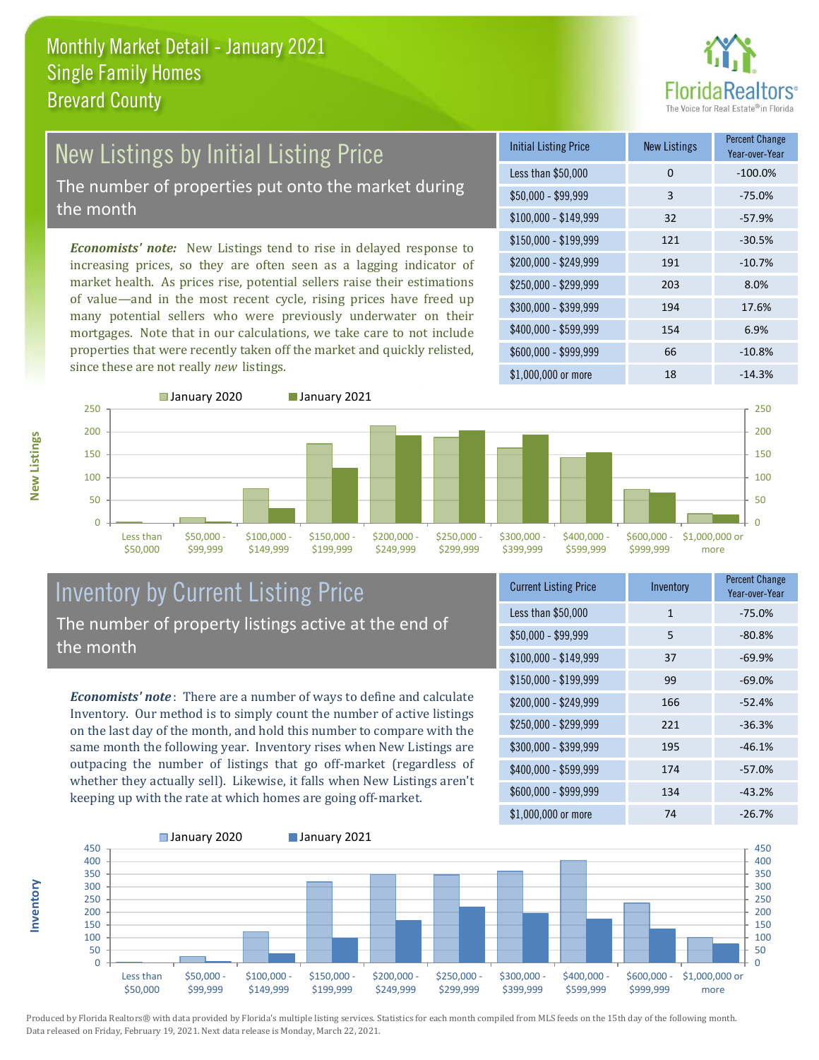# Monthly Market Detail - January 2021
## Single Family Homes
## Brevard County

## New Listings by Initial Listing Price

The number of properties put onto the market during the month

*Economists' note:* New Listings tend to rise in delayed response to increasing prices, so they are often seen as a lagging indicator of market health. As prices rise, potential sellers raise their estimations of value—and in the most recent cycle, rising prices have freed up many potential sellers who were previously underwater on their mortgages. Note that in our calculations, we take care to not include properties that were recently taken off the market and quickly relisted, since these are not really *new* listings.

| Initial Listing Price | New Listings | Percent Change Year-over-Year |
|---|---|---|
| Less than $50,000 | 0 | -100.0% |
| $50,000 - $99,999 | 3 | -75.0% |
| $100,000 - $149,999 | 32 | -57.9% |
| $150,000 - $199,999 | 121 | -30.5% |
| $200,000 - $249,999 | 191 | -10.7% |
| $250,000 - $299,999 | 203 | 8.0% |
| $300,000 - $399,999 | 194 | 17.6% |
| $400,000 - $599,999 | 154 | 6.9% |
| $600,000 - $999,999 | 66 | -10.8% |
| $1,000,000 or more | 18 | -14.3% |

## Inventory by Current Listing Price

The number of property listings active at the end of the month

*Economists' note*: There are a number of ways to define and calculate Inventory. Our method is to simply count the number of active listings on the last day of the month, and hold this number to compare with the same month the following year. Inventory rises when New Listings are outpacing the number of listings that go off-market (regardless of whether they actually sell). Likewise, it falls when New Listings aren't keeping up with the rate at which homes are going off-market.

| Current Listing Price | Inventory | Percent Change Year-over-Year |
|---|---|---|
| Less than $50,000 | 1 | -75.0% |
| $50,000 - $99,999 | 5 | -80.8% |
| $100,000 - $149,999 | 37 | -69.9% |
| $150,000 - $199,999 | 99 | -69.0% |
| $200,000 - $249,999 | 166 | -52.4% |
| $250,000 - $299,999 | 221 | -36.3% |
| $300,000 - $399,999 | 195 | -46.1% |
| $400,000 - $599,999 | 174 | -57.0% |
| $600,000 - $999,999 | 134 | -43.2% |
| $1,000,000 or more | 74 | -26.7% |

Produced by Florida Realtors® with data provided by Florida's multiple listing services. Statistics for each month compiled from MLS feeds on the 15th day of the following month. Data released on Friday, February 19, 2021. Next data release is Monday, March 22, 2021.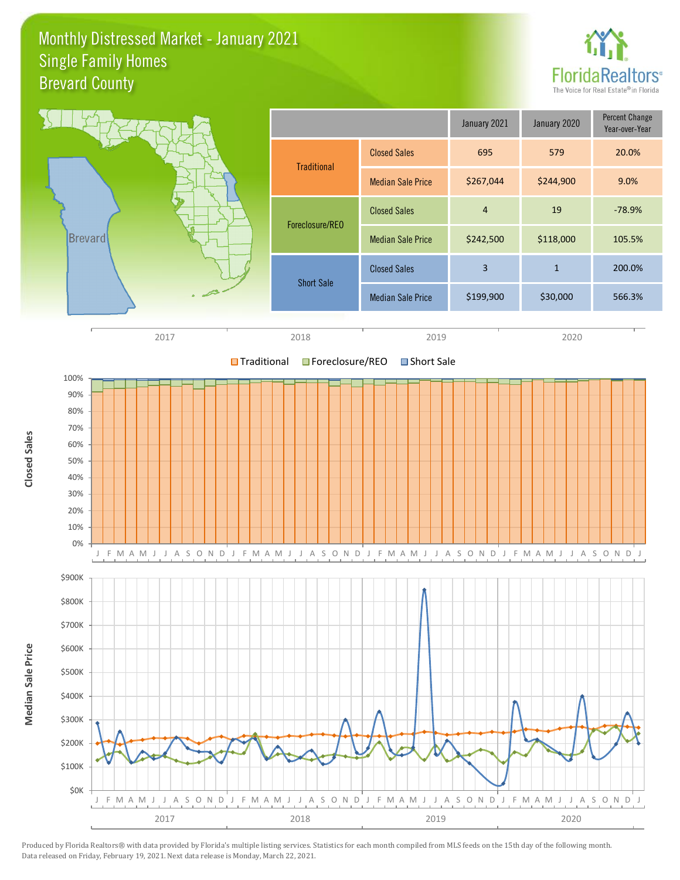# Monthly Distressed Market - January 2021
## Single Family Homes
## Brevard County

FloridaRealtors®
The Voice for Real Estate® in Florida

Brevard

| | | January 2021 | January 2020 | Percent Change Year-over-Year |
|---|---|---|---|---|
| Traditional | Closed Sales | 695 | 579 | 20.0% |
| | Median Sale Price | $267,044 | $244,900 | 9.0% |
| Foreclosure/REO | Closed Sales | 4 | 19 | -78.9% |
| | Median Sale Price | $242,500 | $118,000 | 105.5% |
| Short Sale | Closed Sales | 3 | 1 | 200.0% |
| | Median Sale Price | $199,900 | $30,000 | 566.3% |

2017 2018 2019 2020

Traditional Foreclosure/REO Short Sale

Closed Sales

100% 90% 80% 70% 60% 50% 40% 30% 20% 10% 0%

J F M A M J J A S O N D J F M A M J J A S O N D J F M A M J J A S O N D J F M A M J J A S O N D J

Median Sale Price

$900K $800K $700K $600K $500K $400K $300K $200K $100K $0K

J F M A M J J A S O N D J F M A M J J A S O N D J F M A M J J A S O N D J F M A M J J A S O N D J

2017 2018 2019 2020

Produced by Florida Realtors® with data provided by Florida's multiple listing services. Statistics for each month compiled from MLS feeds on the 15th day of the following month. Data released on Friday, February 19, 2021. Next data release is Monday, March 22, 2021.